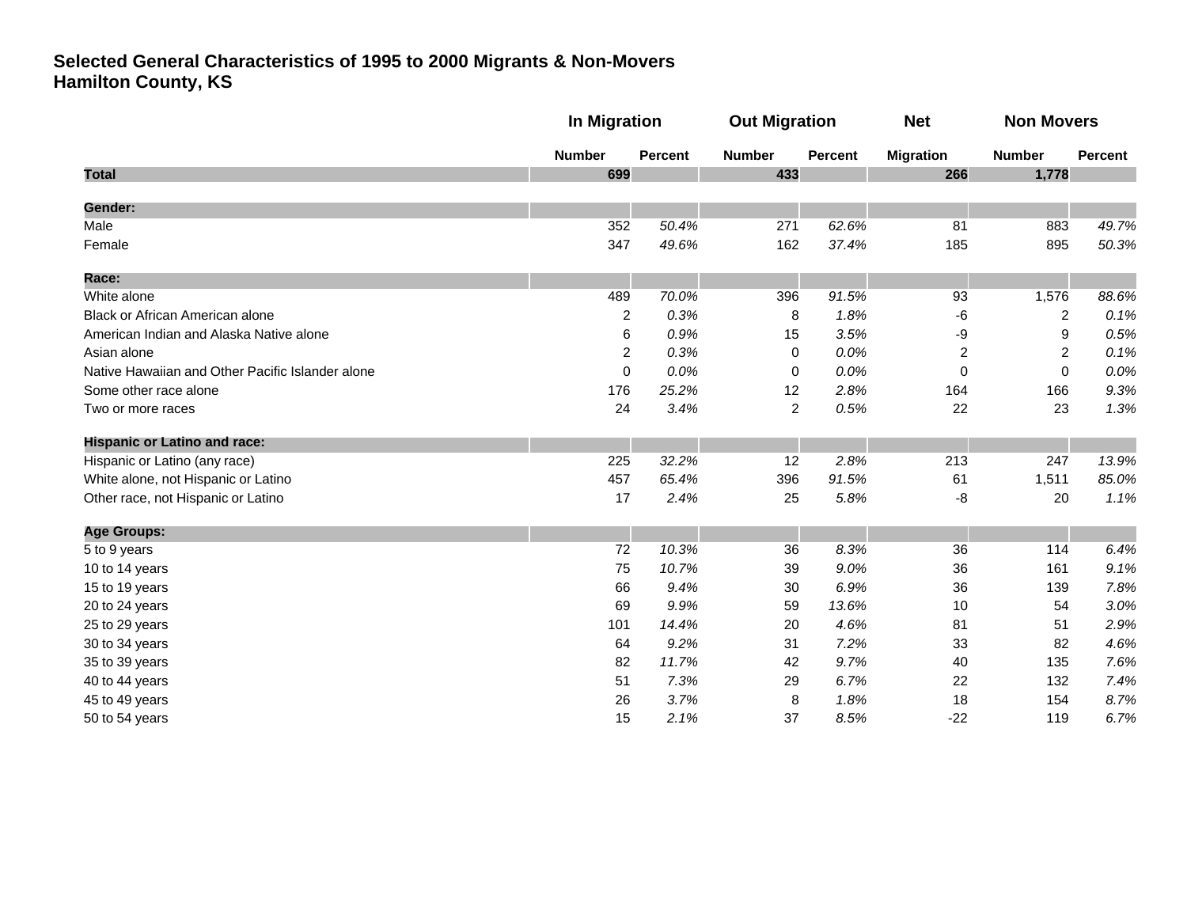# Selected General Characteristics of 1995 to 2000 Migrants & Non-Movers
## Hamilton County, KS

| | In Migration | | Out Migration | | Net | Non Movers | |
|---|---|---|---|---|---|---|---|
| | Number | Percent | Number | Percent | Migration | Number | Percent |
| **Total** | **699** | | **433** | | **266** | **1,778** | |
| **Gender:** | | | | | | | |
| Male | 352 | *50.4%* | 271 | *62.6%* | 81 | 883 | *49.7%* |
| Female | 347 | *49.6%* | 162 | *37.4%* | 185 | 895 | *50.3%* |
| **Race:** | | | | | | | |
| White alone | 489 | *70.0%* | 396 | *91.5%* | 93 | 1,576 | *88.6%* |
| Black or African American alone | 2 | *0.3%* | 8 | *1.8%* | -6 | 2 | *0.1%* |
| American Indian and Alaska Native alone | 6 | *0.9%* | 15 | *3.5%* | -9 | 9 | *0.5%* |
| Asian alone | 2 | *0.3%* | 0 | *0.0%* | 2 | 2 | *0.1%* |
| Native Hawaiian and Other Pacific Islander alone | 0 | *0.0%* | 0 | *0.0%* | 0 | 0 | *0.0%* |
| Some other race alone | 176 | *25.2%* | 12 | *2.8%* | 164 | 166 | *9.3%* |
| Two or more races | 24 | *3.4%* | 2 | *0.5%* | 22 | 23 | *1.3%* |
| **Hispanic or Latino and race:** | | | | | | | |
| Hispanic or Latino (any race) | 225 | *32.2%* | 12 | *2.8%* | 213 | 247 | *13.9%* |
| White alone, not Hispanic or Latino | 457 | *65.4%* | 396 | *91.5%* | 61 | 1,511 | *85.0%* |
| Other race, not Hispanic or Latino | 17 | *2.4%* | 25 | *5.8%* | -8 | 20 | *1.1%* |
| **Age Groups:** | | | | | | | |
| 5 to 9 years | 72 | *10.3%* | 36 | *8.3%* | 36 | 114 | *6.4%* |
| 10 to 14 years | 75 | *10.7%* | 39 | *9.0%* | 36 | 161 | *9.1%* |
| 15 to 19 years | 66 | *9.4%* | 30 | *6.9%* | 36 | 139 | *7.8%* |
| 20 to 24 years | 69 | *9.9%* | 59 | *13.6%* | 10 | 54 | *3.0%* |
| 25 to 29 years | 101 | *14.4%* | 20 | *4.6%* | 81 | 51 | *2.9%* |
| 30 to 34 years | 64 | *9.2%* | 31 | *7.2%* | 33 | 82 | *4.6%* |
| 35 to 39 years | 82 | *11.7%* | 42 | *9.7%* | 40 | 135 | *7.6%* |
| 40 to 44 years | 51 | *7.3%* | 29 | *6.7%* | 22 | 132 | *7.4%* |
| 45 to 49 years | 26 | *3.7%* | 8 | *1.8%* | 18 | 154 | *8.7%* |
| 50 to 54 years | 15 | *2.1%* | 37 | *8.5%* | -22 | 119 | *6.7%* |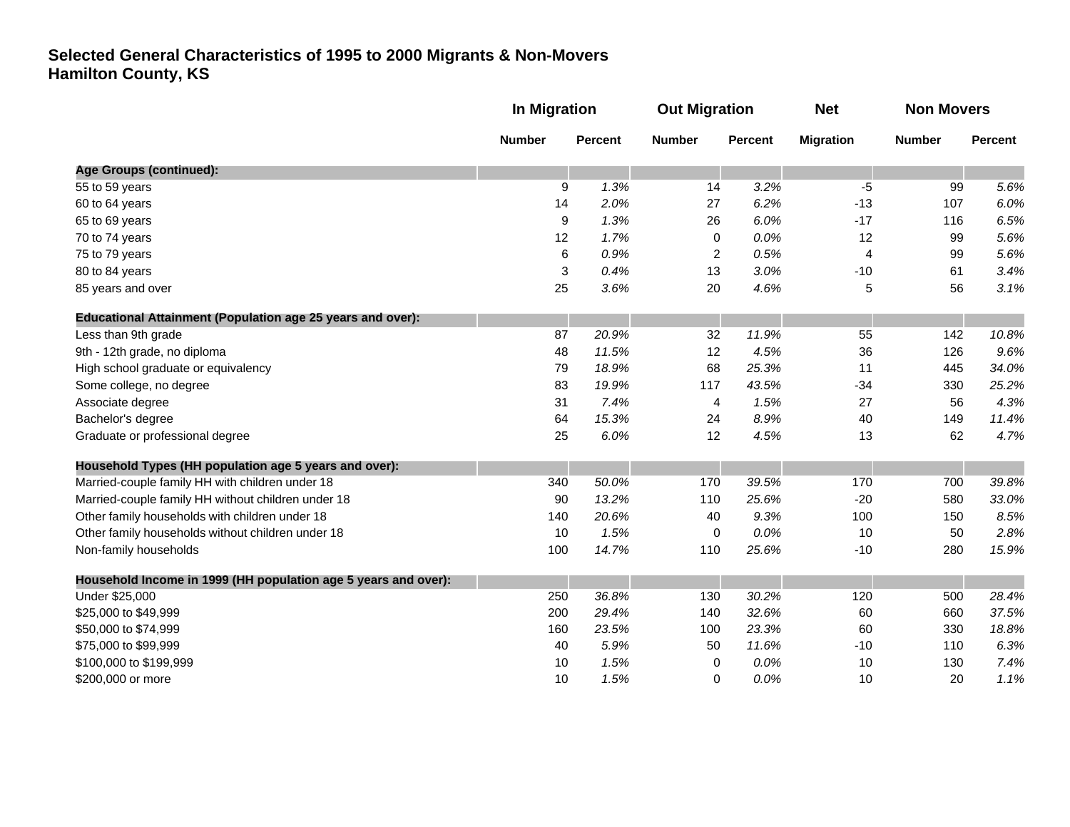# Selected General Characteristics of 1995 to 2000 Migrants & Non-Movers
## Hamilton County, KS

| | In Migration | | Out Migration | | Net | Non Movers | |
|---|---|---|---|---|---|---|---|
| | Number | Percent | Number | Percent | Migration | Number | Percent |
| **Age Groups (continued):** | | | | | | | |
| 55 to 59 years | 9 | *1.3%* | 14 | *3.2%* | -5 | 99 | *5.6%* |
| 60 to 64 years | 14 | *2.0%* | 27 | *6.2%* | -13 | 107 | *6.0%* |
| 65 to 69 years | 9 | *1.3%* | 26 | *6.0%* | -17 | 116 | *6.5%* |
| 70 to 74 years | 12 | *1.7%* | 0 | *0.0%* | 12 | 99 | *5.6%* |
| 75 to 79 years | 6 | *0.9%* | 2 | *0.5%* | 4 | 99 | *5.6%* |
| 80 to 84 years | 3 | *0.4%* | 13 | *3.0%* | -10 | 61 | *3.4%* |
| 85 years and over | 25 | *3.6%* | 20 | *4.6%* | 5 | 56 | *3.1%* |
| **Educational Attainment (Population age 25 years and over):** | | | | | | | |
| Less than 9th grade | 87 | *20.9%* | 32 | *11.9%* | 55 | 142 | *10.8%* |
| 9th - 12th grade, no diploma | 48 | *11.5%* | 12 | *4.5%* | 36 | 126 | *9.6%* |
| High school graduate or equivalency | 79 | *18.9%* | 68 | *25.3%* | 11 | 445 | *34.0%* |
| Some college, no degree | 83 | *19.9%* | 117 | *43.5%* | -34 | 330 | *25.2%* |
| Associate degree | 31 | *7.4%* | 4 | *1.5%* | 27 | 56 | *4.3%* |
| Bachelor's degree | 64 | *15.3%* | 24 | *8.9%* | 40 | 149 | *11.4%* |
| Graduate or professional degree | 25 | *6.0%* | 12 | *4.5%* | 13 | 62 | *4.7%* |
| **Household Types (HH population age 5 years and over):** | | | | | | | |
| Married-couple family HH with children under 18 | 340 | *50.0%* | 170 | *39.5%* | 170 | 700 | *39.8%* |
| Married-couple family HH without children under 18 | 90 | *13.2%* | 110 | *25.6%* | -20 | 580 | *33.0%* |
| Other family households with children under 18 | 140 | *20.6%* | 40 | *9.3%* | 100 | 150 | *8.5%* |
| Other family households without children under 18 | 10 | *1.5%* | 0 | *0.0%* | 10 | 50 | *2.8%* |
| Non-family households | 100 | *14.7%* | 110 | *25.6%* | -10 | 280 | *15.9%* |
| **Household Income in 1999 (HH population age 5 years and over):** | | | | | | | |
| Under $25,000 | 250 | *36.8%* | 130 | *30.2%* | 120 | 500 | *28.4%* |
| $25,000 to $49,999 | 200 | *29.4%* | 140 | *32.6%* | 60 | 660 | *37.5%* |
| $50,000 to $74,999 | 160 | *23.5%* | 100 | *23.3%* | 60 | 330 | *18.8%* |
| $75,000 to $99,999 | 40 | *5.9%* | 50 | *11.6%* | -10 | 110 | *6.3%* |
| $100,000 to $199,999 | 10 | *1.5%* | 0 | *0.0%* | 10 | 130 | *7.4%* |
| $200,000 or more | 10 | *1.5%* | 0 | *0.0%* | 10 | 20 | *1.1%* |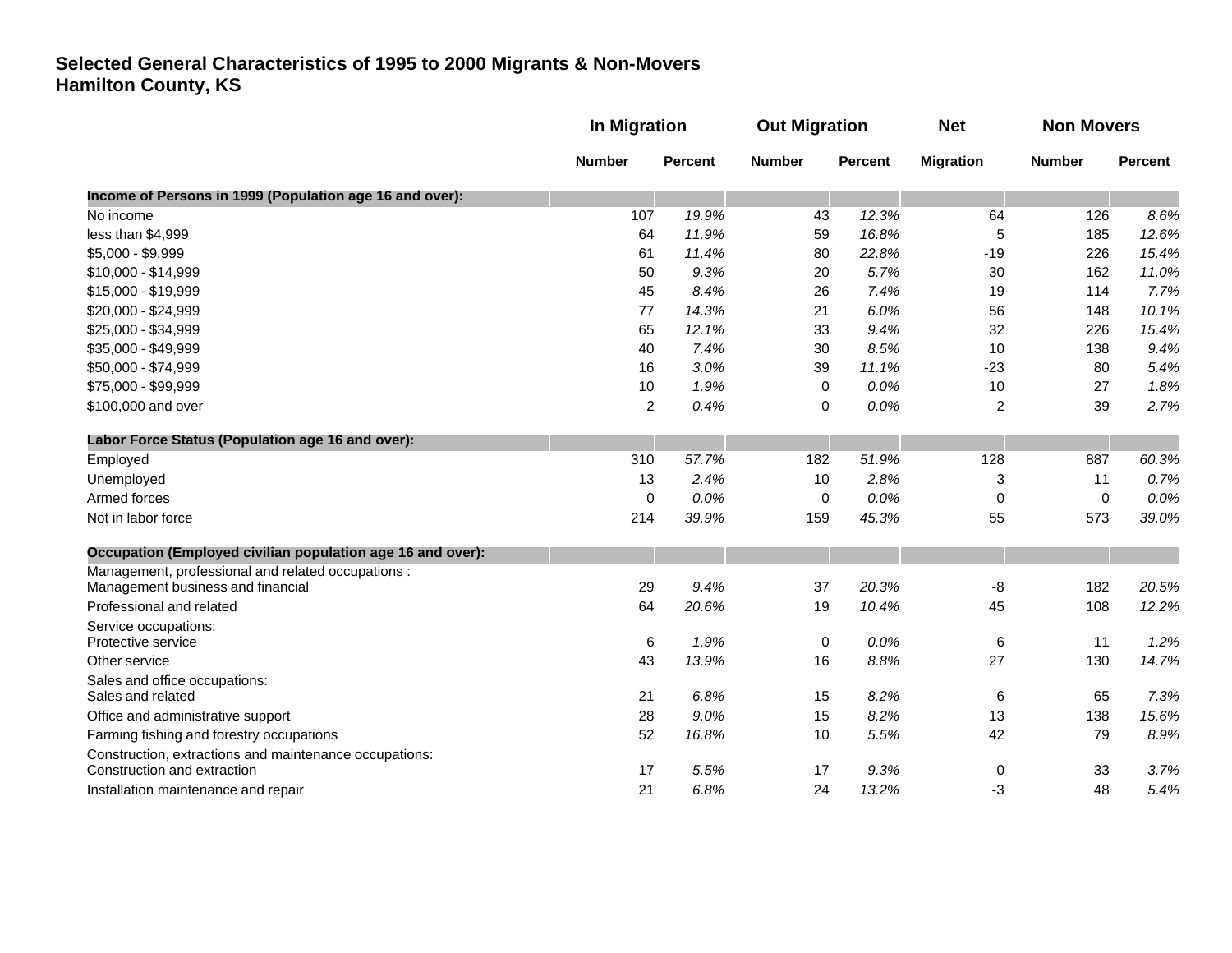**Selected General Characteristics of 1995 to 2000 Migrants & Non-Movers**
**Hamilton County, KS**

| | In Migration | | Out Migration | | Net | Non Movers | |
|---|---|---|---|---|---|---|---|
| | Number | Percent | Number | Percent | Migration | Number | Percent |
| **Income of Persons in 1999 (Population age 16 and over):** | | | | | | | |
| No income | 107 | *19.9%* | 43 | *12.3%* | 64 | 126 | *8.6%* |
| less than $4,999 | 64 | *11.9%* | 59 | *16.8%* | 5 | 185 | *12.6%* |
| $5,000 - $9,999 | 61 | *11.4%* | 80 | *22.8%* | -19 | 226 | *15.4%* |
| $10,000 - $14,999 | 50 | *9.3%* | 20 | *5.7%* | 30 | 162 | *11.0%* |
| $15,000 - $19,999 | 45 | *8.4%* | 26 | *7.4%* | 19 | 114 | *7.7%* |
| $20,000 - $24,999 | 77 | *14.3%* | 21 | *6.0%* | 56 | 148 | *10.1%* |
| $25,000 - $34,999 | 65 | *12.1%* | 33 | *9.4%* | 32 | 226 | *15.4%* |
| $35,000 - $49,999 | 40 | *7.4%* | 30 | *8.5%* | 10 | 138 | *9.4%* |
| $50,000 - $74,999 | 16 | *3.0%* | 39 | *11.1%* | -23 | 80 | *5.4%* |
| $75,000 - $99,999 | 10 | *1.9%* | 0 | *0.0%* | 10 | 27 | *1.8%* |
| $100,000 and over | 2 | *0.4%* | 0 | *0.0%* | 2 | 39 | *2.7%* |
| **Labor Force Status (Population age 16 and over):** | | | | | | | |
| Employed | 310 | *57.7%* | 182 | *51.9%* | 128 | 887 | *60.3%* |
| Unemployed | 13 | *2.4%* | 10 | *2.8%* | 3 | 11 | *0.7%* |
| Armed forces | 0 | *0.0%* | 0 | *0.0%* | 0 | 0 | *0.0%* |
| Not in labor force | 214 | *39.9%* | 159 | *45.3%* | 55 | 573 | *39.0%* |
| **Occupation (Employed civilian population age 16 and over):** | | | | | | | |
| Management, professional and related occupations : Management business and financial | 29 | *9.4%* | 37 | *20.3%* | -8 | 182 | *20.5%* |
| Professional and related | 64 | *20.6%* | 19 | *10.4%* | 45 | 108 | *12.2%* |
| Service occupations: Protective service | 6 | *1.9%* | 0 | *0.0%* | 6 | 11 | *1.2%* |
| Other service | 43 | *13.9%* | 16 | *8.8%* | 27 | 130 | *14.7%* |
| Sales and office occupations: Sales and related | 21 | *6.8%* | 15 | *8.2%* | 6 | 65 | *7.3%* |
| Office and administrative support | 28 | *9.0%* | 15 | *8.2%* | 13 | 138 | *15.6%* |
| Farming fishing and forestry occupations | 52 | *16.8%* | 10 | *5.5%* | 42 | 79 | *8.9%* |
| Construction, extractions and maintenance occupations: Construction and extraction | 17 | *5.5%* | 17 | *9.3%* | 0 | 33 | *3.7%* |
| Installation maintenance and repair | 21 | *6.8%* | 24 | *13.2%* | -3 | 48 | *5.4%* |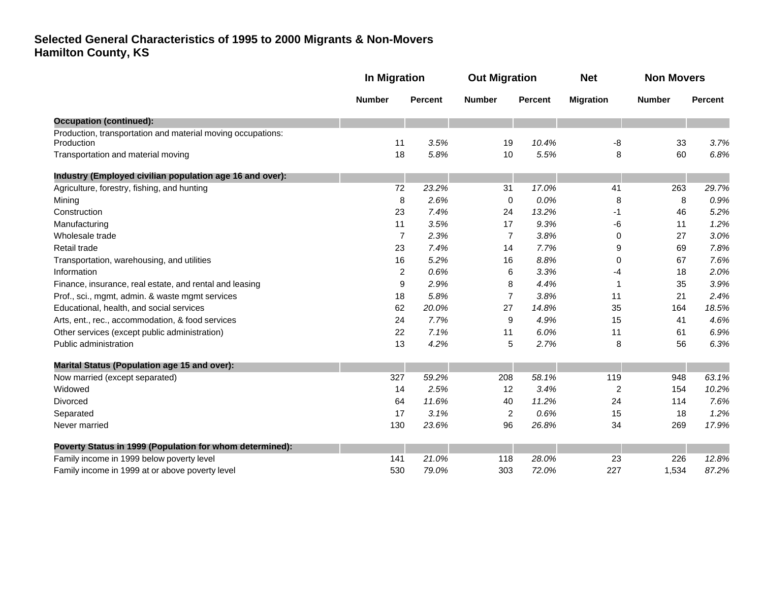**Selected General Characteristics of 1995 to 2000 Migrants & Non-Movers**
**Hamilton County, KS**

| | In Migration | | Out Migration | | Net | Non Movers | |
|---|---|---|---|---|---|---|---|
| | Number | Percent | Number | Percent | Migration | Number | Percent |
| **Occupation (continued):** | | | | | | | |
| Production, transportation and material moving occupations: | | | | | | | |
| Production | 11 | *3.5%* | 19 | *10.4%* | -8 | 33 | *3.7%* |
| Transportation and material moving | 18 | *5.8%* | 10 | *5.5%* | 8 | 60 | *6.8%* |
| **Industry (Employed civilian population age 16 and over):** | | | | | | | |
| Agriculture, forestry, fishing, and hunting | 72 | *23.2%* | 31 | *17.0%* | 41 | 263 | *29.7%* |
| Mining | 8 | *2.6%* | 0 | *0.0%* | 8 | 8 | *0.9%* |
| Construction | 23 | *7.4%* | 24 | *13.2%* | -1 | 46 | *5.2%* |
| Manufacturing | 11 | *3.5%* | 17 | *9.3%* | -6 | 11 | *1.2%* |
| Wholesale trade | 7 | *2.3%* | 7 | *3.8%* | 0 | 27 | *3.0%* |
| Retail trade | 23 | *7.4%* | 14 | *7.7%* | 9 | 69 | *7.8%* |
| Transportation, warehousing, and utilities | 16 | *5.2%* | 16 | *8.8%* | 0 | 67 | *7.6%* |
| Information | 2 | *0.6%* | 6 | *3.3%* | -4 | 18 | *2.0%* |
| Finance, insurance, real estate, and rental and leasing | 9 | *2.9%* | 8 | *4.4%* | 1 | 35 | *3.9%* |
| Prof., sci., mgmt, admin. & waste mgmt services | 18 | *5.8%* | 7 | *3.8%* | 11 | 21 | *2.4%* |
| Educational, health, and social services | 62 | *20.0%* | 27 | *14.8%* | 35 | 164 | *18.5%* |
| Arts, ent., rec., accommodation, & food services | 24 | *7.7%* | 9 | *4.9%* | 15 | 41 | *4.6%* |
| Other services (except public administration) | 22 | *7.1%* | 11 | *6.0%* | 11 | 61 | *6.9%* |
| Public administration | 13 | *4.2%* | 5 | *2.7%* | 8 | 56 | *6.3%* |
| **Marital Status (Population age 15 and over):** | | | | | | | |
| Now married (except separated) | 327 | *59.2%* | 208 | *58.1%* | 119 | 948 | *63.1%* |
| Widowed | 14 | *2.5%* | 12 | *3.4%* | 2 | 154 | *10.2%* |
| Divorced | 64 | *11.6%* | 40 | *11.2%* | 24 | 114 | *7.6%* |
| Separated | 17 | *3.1%* | 2 | *0.6%* | 15 | 18 | *1.2%* |
| Never married | 130 | *23.6%* | 96 | *26.8%* | 34 | 269 | *17.9%* |
| **Poverty Status in 1999 (Population for whom determined):** | | | | | | | |
| Family income in 1999 below poverty level | 141 | *21.0%* | 118 | *28.0%* | 23 | 226 | *12.8%* |
| Family income in 1999 at or above poverty level | 530 | *79.0%* | 303 | *72.0%* | 227 | 1,534 | *87.2%* |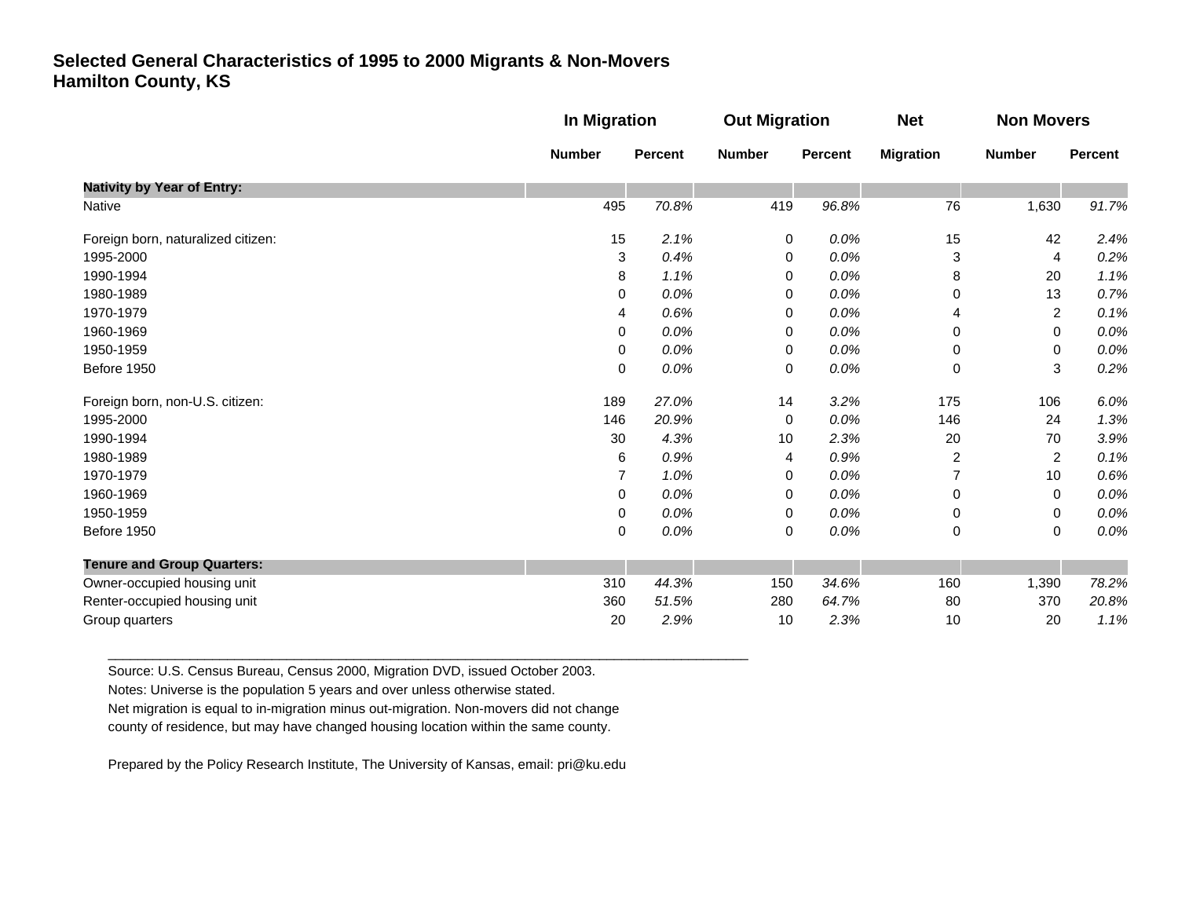# Selected General Characteristics of 1995 to 2000 Migrants & Non-Movers
## Hamilton County, KS

| | In Migration | | Out Migration | | Net | Non Movers | |
|---|---|---|---|---|---|---|---|
| | Number | Percent | Number | Percent | Migration | Number | Percent |
| **Nativity by Year of Entry:** | | | | | | | |
| Native | 495 | *70.8%* | 419 | *96.8%* | 76 | 1,630 | *91.7%* |
| Foreign born, naturalized citizen: | 15 | *2.1%* | 0 | *0.0%* | 15 | 42 | *2.4%* |
| 1995-2000 | 3 | *0.4%* | 0 | *0.0%* | 3 | 4 | *0.2%* |
| 1990-1994 | 8 | *1.1%* | 0 | *0.0%* | 8 | 20 | *1.1%* |
| 1980-1989 | 0 | *0.0%* | 0 | *0.0%* | 0 | 13 | *0.7%* |
| 1970-1979 | 4 | *0.6%* | 0 | *0.0%* | 4 | 2 | *0.1%* |
| 1960-1969 | 0 | *0.0%* | 0 | *0.0%* | 0 | 0 | *0.0%* |
| 1950-1959 | 0 | *0.0%* | 0 | *0.0%* | 0 | 0 | *0.0%* |
| Before 1950 | 0 | *0.0%* | 0 | *0.0%* | 0 | 3 | *0.2%* |
| Foreign born, non-U.S. citizen: | 189 | *27.0%* | 14 | *3.2%* | 175 | 106 | *6.0%* |
| 1995-2000 | 146 | *20.9%* | 0 | *0.0%* | 146 | 24 | *1.3%* |
| 1990-1994 | 30 | *4.3%* | 10 | *2.3%* | 20 | 70 | *3.9%* |
| 1980-1989 | 6 | *0.9%* | 4 | *0.9%* | 2 | 2 | *0.1%* |
| 1970-1979 | 7 | *1.0%* | 0 | *0.0%* | 7 | 10 | *0.6%* |
| 1960-1969 | 0 | *0.0%* | 0 | *0.0%* | 0 | 0 | *0.0%* |
| 1950-1959 | 0 | *0.0%* | 0 | *0.0%* | 0 | 0 | *0.0%* |
| Before 1950 | 0 | *0.0%* | 0 | *0.0%* | 0 | 0 | *0.0%* |
| **Tenure and Group Quarters:** | | | | | | | |
| Owner-occupied housing unit | 310 | *44.3%* | 150 | *34.6%* | 160 | 1,390 | *78.2%* |
| Renter-occupied housing unit | 360 | *51.5%* | 280 | *64.7%* | 80 | 370 | *20.8%* |
| Group quarters | 20 | *2.9%* | 10 | *2.3%* | 10 | 20 | *1.1%* |

Source: U.S. Census Bureau, Census 2000, Migration DVD, issued October 2003.
Notes: Universe is the population 5 years and over unless otherwise stated.
Net migration is equal to in-migration minus out-migration. Non-movers did not change county of residence, but may have changed housing location within the same county.

Prepared by the Policy Research Institute, The University of Kansas, email: pri@ku.edu